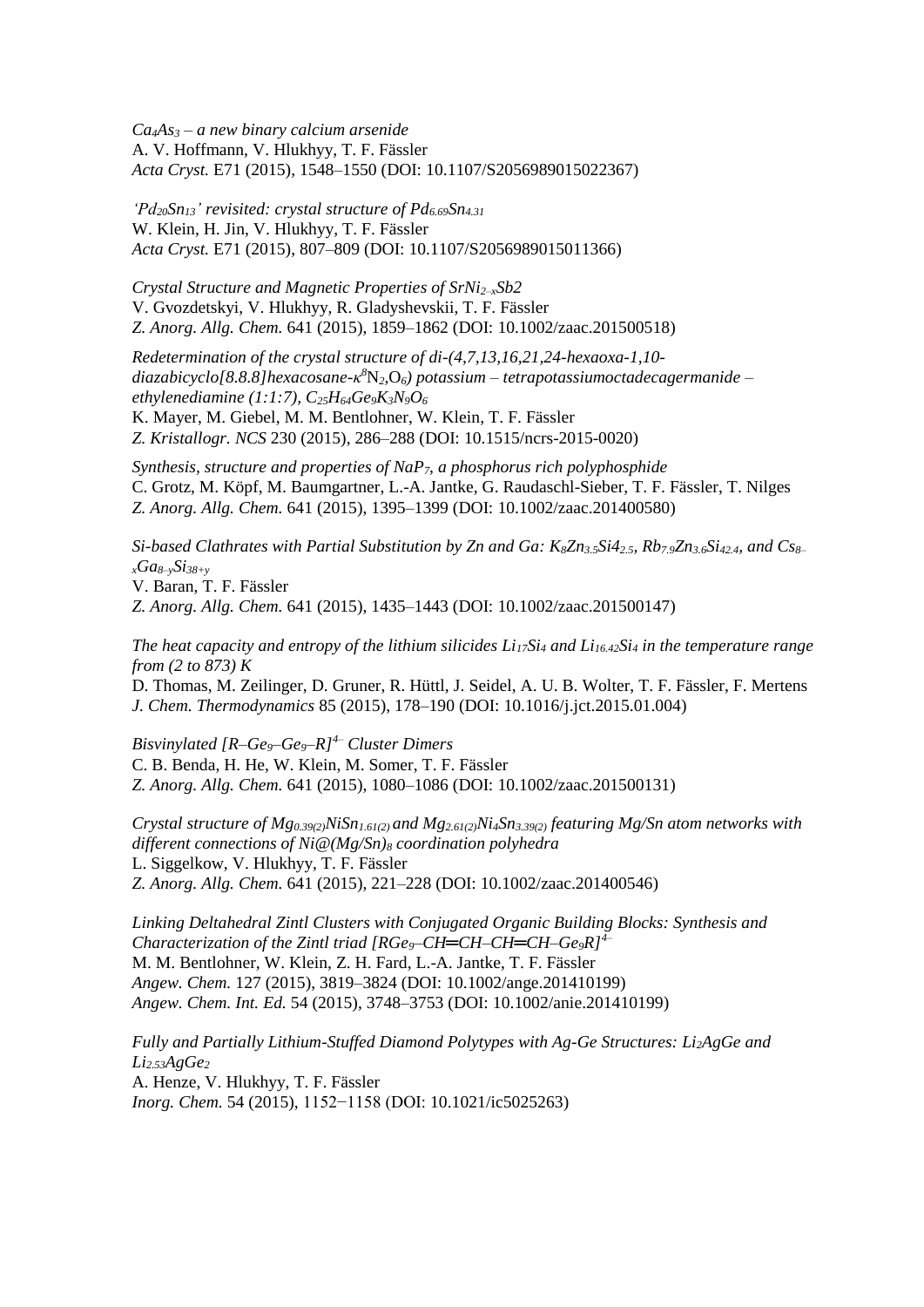*$Ca_4As_3$ – a new binary calcium arsenide*
A. V. Hoffmann, V. Hlukhyy, T. F. Fässler
*Acta Cryst.* E71 (2015), 1548–1550 (DOI: 10.1107/S2056989015022367)

*'$Pd_{20}Sn_{13}$' revisited: crystal structure of $Pd_{6.69}Sn_{4.31}$*
W. Klein, H. Jin, V. Hlukhyy, T. F. Fässler
*Acta Cryst.* E71 (2015), 807–809 (DOI: 10.1107/S2056989015011366)

*Crystal Structure and Magnetic Properties of $SrNi_{2-x}Sb2$*
V. Gvozdetskyi, V. Hlukhyy, R. Gladyshevskii, T. F. Fässler
*Z. Anorg. Allg. Chem.* 641 (2015), 1859–1862 (DOI: 10.1002/zaac.201500518)

*Redetermination of the crystal structure of di-(4,7,13,16,21,24-hexaoxa-1,10-diazabicyclo[8.8.8]hexacosane-$\kappa^8N_2,O_6$) potassium – tetrapotassiumoctadecagermanide – ethylenediamine (1:1:7), $C_{25}H_{64}Ge_9K_3N_9O_6$*
K. Mayer, M. Giebel, M. M. Bentlohner, W. Klein, T. F. Fässler
*Z. Kristallogr. NCS* 230 (2015), 286–288 (DOI: 10.1515/ncrs-2015-0020)

*Synthesis, structure and properties of $NaP_7$, a phosphorus rich polyphosphide*
C. Grotz, M. Köpf, M. Baumgartner, L.-A. Jantke, G. Raudaschl-Sieber, T. F. Fässler, T. Nilges
*Z. Anorg. Allg. Chem.* 641 (2015), 1395–1399 (DOI: 10.1002/zaac.201400580)

*Si-based Clathrates with Partial Substitution by Zn and Ga: $K_8Zn_{3.5}Si4_{2.5}$, $Rb_{7.9}Zn_{3.6}Si_{42.4}$, and $Cs_{8-x}Ga_{8-y}Si_{38+y}$*
V. Baran, T. F. Fässler
*Z. Anorg. Allg. Chem.* 641 (2015), 1435–1443 (DOI: 10.1002/zaac.201500147)

*The heat capacity and entropy of the lithium silicides $Li_{17}Si_4$ and $Li_{16.42}Si_4$ in the temperature range from (2 to 873) K*
D. Thomas, M. Zeilinger, D. Gruner, R. Hüttl, J. Seidel, A. U. B. Wolter, T. F. Fässler, F. Mertens
*J. Chem. Thermodynamics* 85 (2015), 178–190 (DOI: 10.1016/j.jct.2015.01.004)

*Bisvinylated $[R–Ge_9–Ge_9–R]^{4-}$ Cluster Dimers*
C. B. Benda, H. He, W. Klein, M. Somer, T. F. Fässler
*Z. Anorg. Allg. Chem.* 641 (2015), 1080–1086 (DOI: 10.1002/zaac.201500131)

*Crystal structure of $Mg_{0.39(2)}NiSn_{1.61(2)}$ and $Mg_{2.61(2)}Ni_4Sn_{3.39(2)}$ featuring Mg/Sn atom networks with different connections of $Ni@(Mg/Sn)_8$ coordination polyhedra*
L. Siggelkow, V. Hlukhyy, T. F. Fässler
*Z. Anorg. Allg. Chem.* 641 (2015), 221–228 (DOI: 10.1002/zaac.201400546)

*Linking Deltahedral Zintl Clusters with Conjugated Organic Building Blocks: Synthesis and Characterization of the Zintl triad $[RGe_9–CH{=}CH–CH{=}CH–Ge_9R]^{4-}$*
M. M. Bentlohner, W. Klein, Z. H. Fard, L.-A. Jantke, T. F. Fässler
*Angew. Chem.* 127 (2015), 3819–3824 (DOI: 10.1002/ange.201410199)
*Angew. Chem. Int. Ed.* 54 (2015), 3748–3753 (DOI: 10.1002/anie.201410199)

*Fully and Partially Lithium-Stuffed Diamond Polytypes with Ag-Ge Structures: $Li_2AgGe$ and $Li_{2.53}AgGe_2$*
A. Henze, V. Hlukhyy, T. F. Fässler
*Inorg. Chem.* 54 (2015), 1152−1158 (DOI: 10.1021/ic5025263)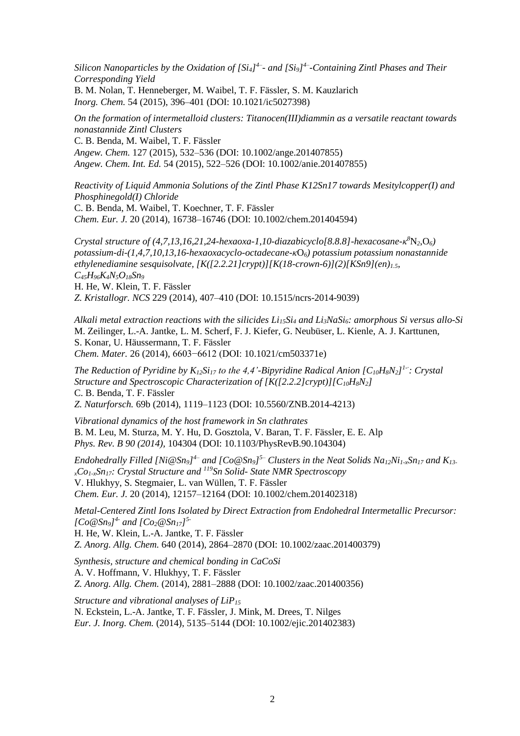*Silicon Nanoparticles by the Oxidation of $[Si_4]^{4-}$- and $[Si_9]^{4-}$-Containing Zintl Phases and Their Corresponding Yield*
B. M. Nolan, T. Henneberger, M. Waibel, T. F. Fässler, S. M. Kauzlarich
*Inorg. Chem.* 54 (2015), 396–401 (DOI: 10.1021/ic5027398)

*On the formation of intermetalloid clusters: Titanocen(III)diammin as a versatile reactant towards nonastannide Zintl Clusters*
C. B. Benda, M. Waibel, T. F. Fässler
*Angew. Chem.* 127 (2015), 532–536 (DOI: 10.1002/ange.201407855)
*Angew. Chem. Int. Ed.* 54 (2015), 522–526 (DOI: 10.1002/anie.201407855)

*Reactivity of Liquid Ammonia Solutions of the Zintl Phase K12Sn17 towards Mesitylcopper(I) and Phosphinegold(I) Chloride*
C. B. Benda, M. Waibel, T. Koechner, T. F. Fässler
*Chem. Eur. J.* 20 (2014), 16738–16746 (DOI: 10.1002/chem.201404594)

*Crystal structure of (4,7,13,16,21,24-hexaoxa-1,10-diazabicyclo[8.8.8]-hexacosane-$\kappa^8N_2,O_6$) potassium-di-(1,4,7,10,13,16-hexaoxacyclo-octadecane-$\kappa O_6$) potassium potassium nonastannide ethylenediamine sesquisolvate, [K([2.2.21]crypt)][K(18-crown-6)](2)[KSn9](en)$_{1.5}$, $C_{45}H_{96}K_4N_5O_{18}Sn_9$*
H. He, W. Klein, T. F. Fässler
*Z. Kristallogr. NCS* 229 (2014), 407–410 (DOI: 10.1515/ncrs-2014-9039)

*Alkali metal extraction reactions with the silicides $Li_{15}Si_4$ and $Li_3NaSi_6$: amorphous Si versus allo-Si*
M. Zeilinger, L.-A. Jantke, L. M. Scherf, F. J. Kiefer, G. Neubüser, L. Kienle, A. J. Karttunen, S. Konar, U. Häussermann, T. F. Fässler
*Chem. Mater.* 26 (2014), 6603−6612 (DOI: 10.1021/cm503371e)

*The Reduction of Pyridine by $K_{12}Si_{17}$ to the 4,4'-Bipyridine Radical Anion $[C_{10}H_8N_2]^{1-\cdot}$: Crystal Structure and Spectroscopic Characterization of $[K([2.2.2]crypt)][C_{10}H_8N_2]$*
C. B. Benda, T. F. Fässler
*Z. Naturforsch.* 69b (2014), 1119–1123 (DOI: 10.5560/ZNB.2014-4213)

*Vibrational dynamics of the host framework in Sn clathrates*
B. M. Leu, M. Sturza, M. Y. Hu, D. Gosztola, V. Baran, T. F. Fässler, E. E. Alp
*Phys. Rev. B 90 (2014),* 104304 (DOI: 10.1103/PhysRevB.90.104304)

*Endohedrally Filled $[Ni@Sn_9]^{4-}$ and $[Co@Sn_9]^{5-}$ Clusters in the Neat Solids $Na_{12}Ni_{1-x}Sn_{17}$ and $K_{13-x}Co_{1-x}Sn_{17}$: Crystal Structure and $^{119}Sn$ Solid- State NMR Spectroscopy*
V. Hlukhyy, S. Stegmaier, L. van Wüllen, T. F. Fässler
*Chem. Eur. J.* 20 (2014), 12157–12164 (DOI: 10.1002/chem.201402318)

*Metal-Centered Zintl Ions Isolated by Direct Extraction from Endohedral Intermetallic Precursor: $[Co@Sn_9]^{4-}$ and $[Co_2@Sn_{17}]^{5-}$*
H. He, W. Klein, L.-A. Jantke, T. F. Fässler
*Z. Anorg. Allg. Chem.* 640 (2014), 2864–2870 (DOI: 10.1002/zaac.201400379)

*Synthesis, structure and chemical bonding in CaCoSi*
A. V. Hoffmann, V. Hlukhyy, T. F. Fässler
*Z. Anorg. Allg. Chem.* (2014), 2881–2888 (DOI: 10.1002/zaac.201400356)

*Structure and vibrational analyses of $LiP_{15}$*
N. Eckstein, L.-A. Jantke, T. F. Fässler, J. Mink, M. Drees, T. Nilges
*Eur. J. Inorg. Chem.* (2014), 5135–5144 (DOI: 10.1002/ejic.201402383)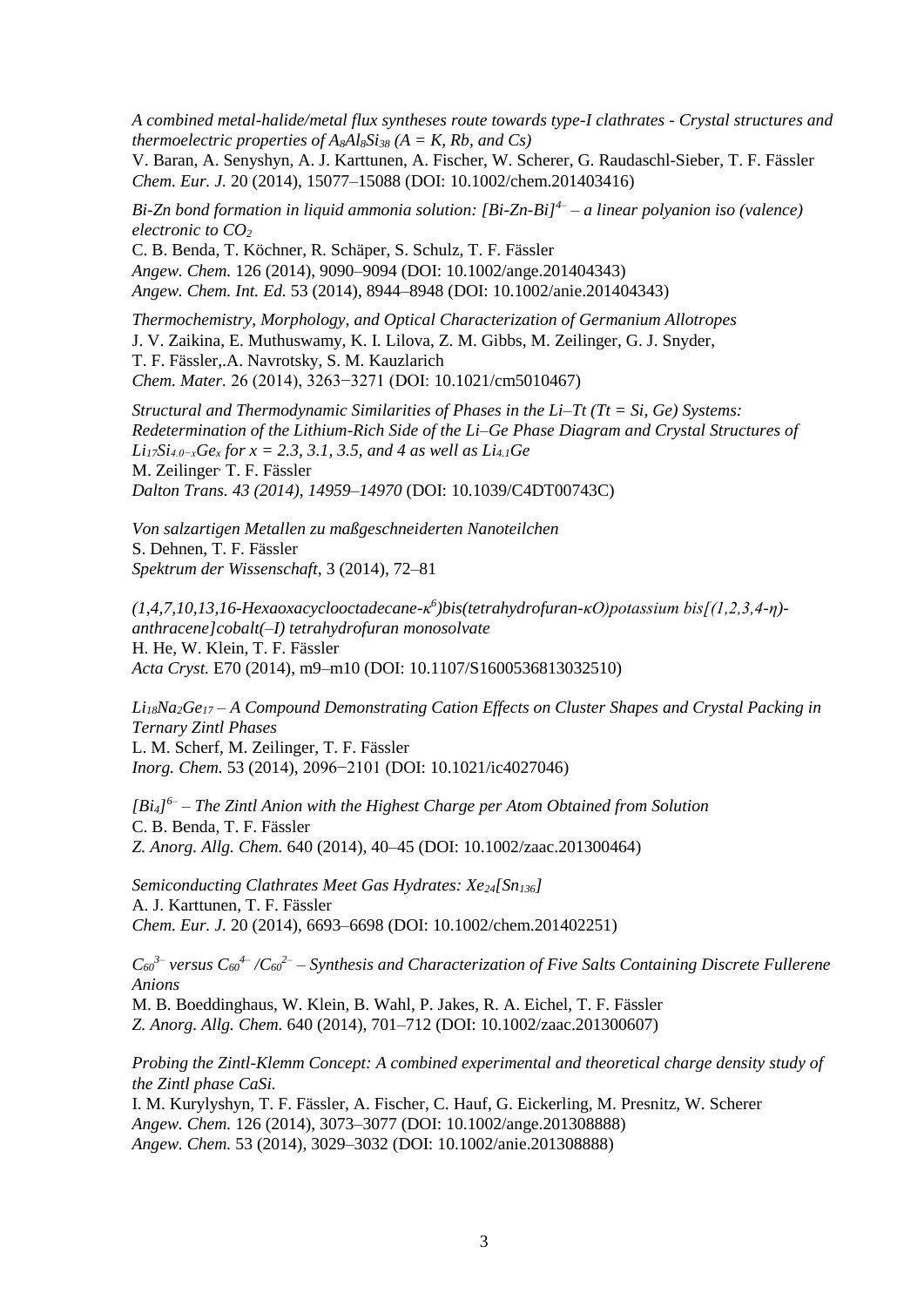*A combined metal-halide/metal flux syntheses route towards type-I clathrates - Crystal structures and thermoelectric properties of $A_8Al_8Si_{38}$ (A = K, Rb, and Cs)*
V. Baran, A. Senyshyn, A. J. Karttunen, A. Fischer, W. Scherer, G. Raudaschl-Sieber, T. F. Fässler
*Chem. Eur. J.* 20 (2014), 15077–15088 (DOI: 10.1002/chem.201403416)

*Bi-Zn bond formation in liquid ammonia solution: $[Bi\text{-}Zn\text{-}Bi]^{4-}$ – a linear polyanion iso (valence) electronic to $CO_2$*
C. B. Benda, T. Köchner, R. Schäper, S. Schulz, T. F. Fässler
*Angew. Chem.* 126 (2014), 9090–9094 (DOI: 10.1002/ange.201404343)
*Angew. Chem. Int. Ed.* 53 (2014), 8944–8948 (DOI: 10.1002/anie.201404343)

*Thermochemistry, Morphology, and Optical Characterization of Germanium Allotropes*
J. V. Zaikina, E. Muthuswamy, K. I. Lilova, Z. M. Gibbs, M. Zeilinger, G. J. Snyder, T. F. Fässler,.A. Navrotsky, S. M. Kauzlarich
*Chem. Mater.* 26 (2014), 3263−3271 (DOI: 10.1021/cm5010467)

*Structural and Thermodynamic Similarities of Phases in the Li–Tt (Tt = Si, Ge) Systems: Redetermination of the Lithium-Rich Side of the Li–Ge Phase Diagram and Crystal Structures of $Li_{17}Si_{4.0-x}Ge_x$ for x = 2.3, 3.1, 3.5, and 4 as well as $Li_{4.1}Ge$*
M. Zeilinger, T. F. Fässler
*Dalton Trans. 43 (2014), 14959–14970* (DOI: 10.1039/C4DT00743C)

*Von salzartigen Metallen zu maßgeschneiderten Nanoteilchen*
S. Dehnen, T. F. Fässler
*Spektrum der Wissenschaft*, 3 (2014), 72–81

*(1,4,7,10,13,16-Hexaoxacyclooctadecane-$\kappa^6$)bis(tetrahydrofuran-κO)potassium bis[(1,2,3,4-η)-anthracene]cobalt(–I) tetrahydrofuran monosolvate*
H. He, W. Klein, T. F. Fässler
*Acta Cryst.* E70 (2014), m9–m10 (DOI: 10.1107/S1600536813032510)

*$Li_{18}Na_2Ge_{17}$ – A Compound Demonstrating Cation Effects on Cluster Shapes and Crystal Packing in Ternary Zintl Phases*
L. M. Scherf, M. Zeilinger, T. F. Fässler
*Inorg. Chem.* 53 (2014), 2096−2101 (DOI: 10.1021/ic4027046)

*$[Bi_4]^{6-}$ – The Zintl Anion with the Highest Charge per Atom Obtained from Solution*
C. B. Benda, T. F. Fässler
*Z. Anorg. Allg. Chem.* 640 (2014), 40–45 (DOI: 10.1002/zaac.201300464)

*Semiconducting Clathrates Meet Gas Hydrates: $Xe_{24}[Sn_{136}]$*
A. J. Karttunen, T. F. Fässler
*Chem. Eur. J.* 20 (2014), 6693–6698 (DOI: 10.1002/chem.201402251)

*$C_{60}^{3-}$ versus $C_{60}^{4-}$ /$C_{60}^{2-}$ – Synthesis and Characterization of Five Salts Containing Discrete Fullerene Anions*
M. B. Boeddinghaus, W. Klein, B. Wahl, P. Jakes, R. A. Eichel, T. F. Fässler
*Z. Anorg. Allg. Chem.* 640 (2014), 701–712 (DOI: 10.1002/zaac.201300607)

*Probing the Zintl-Klemm Concept: A combined experimental and theoretical charge density study of the Zintl phase CaSi.*
I. M. Kurylyshyn, T. F. Fässler, A. Fischer, C. Hauf, G. Eickerling, M. Presnitz, W. Scherer
*Angew. Chem.* 126 (2014), 3073–3077 (DOI: 10.1002/ange.201308888)
*Angew. Chem.* 53 (2014), 3029–3032 (DOI: 10.1002/anie.201308888)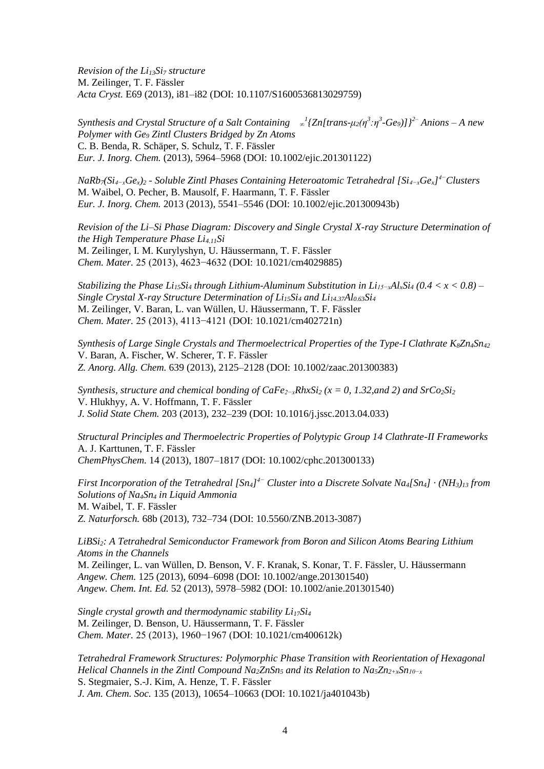*Revision of the $Li_{13}Si_7$ structure*
M. Zeilinger, T. F. Fässler
*Acta Cryst.* E69 (2013), i81–i82 (DOI: 10.1107/S1600536813029759)

*Synthesis and Crystal Structure of a Salt Containing $_{\infty}^{1}\{Zn[trans\text{-}\mu_2(\eta^3{:}\eta^3\text{-}Ge_9)]\}^{2-}$ Anions – A new Polymer with $Ge_9$ Zintl Clusters Bridged by Zn Atoms*
C. B. Benda, R. Schäper, S. Schulz, T. F. Fässler
*Eur. J. Inorg. Chem.* (2013), 5964–5968 (DOI: 10.1002/ejic.201301122)

*$NaRb_7(Si_{4-x}Ge_x)_2$ - Soluble Zintl Phases Containing Heteroatomic Tetrahedral $[Si_{4-x}Ge_x]^{4-}$ Clusters*
M. Waibel, O. Pecher, B. Mausolf, F. Haarmann, T. F. Fässler
*Eur. J. Inorg. Chem.* 2013 (2013), 5541–5546 (DOI: 10.1002/ejic.201300943b)

*Revision of the Li–Si Phase Diagram: Discovery and Single Crystal X-ray Structure Determination of the High Temperature Phase $Li_{4.11}Si$*
M. Zeilinger, I. M. Kurylyshyn, U. Häussermann, T. F. Fässler
*Chem. Mater.* 25 (2013), 4623−4632 (DOI: 10.1021/cm4029885)

*Stabilizing the Phase $Li_{15}Si_4$ through Lithium-Aluminum Substitution in $Li_{15-x}Al_xSi_4$ ($0.4 < x < 0.8$) – Single Crystal X-ray Structure Determination of $Li_{15}Si_4$ and $Li_{14.37}Al_{0.63}Si_4$*
M. Zeilinger, V. Baran, L. van Wüllen, U. Häussermann, T. F. Fässler
*Chem. Mater.* 25 (2013), 4113−4121 (DOI: 10.1021/cm402721n)

*Synthesis of Large Single Crystals and Thermoelectrical Properties of the Type-I Clathrate $K_8Zn_4Sn_{42}$*
V. Baran, A. Fischer, W. Scherer, T. F. Fässler
*Z. Anorg. Allg. Chem.* 639 (2013), 2125–2128 (DOI: 10.1002/zaac.201300383)

*Synthesis, structure and chemical bonding of $CaFe_{2-x}Rh_xSi_2$ ($x = 0, 1.32$, and 2) and $SrCo_2Si_2$*
V. Hlukhyy, A. V. Hoffmann, T. F. Fässler
*J. Solid State Chem.* 203 (2013), 232–239 (DOI: 10.1016/j.jssc.2013.04.033)

*Structural Principles and Thermoelectric Properties of Polytypic Group 14 Clathrate-II Frameworks*
A. J. Karttunen, T. F. Fässler
*ChemPhysChem.* 14 (2013), 1807–1817 (DOI: 10.1002/cphc.201300133)

*First Incorporation of the Tetrahedral $[Sn_4]^{4-}$ Cluster into a Discrete Solvate $Na_4[Sn_4] \cdot (NH_3)_{13}$ from Solutions of $Na_4Sn_4$ in Liquid Ammonia*
M. Waibel, T. F. Fässler
*Z. Naturforsch.* 68b (2013), 732–734 (DOI: 10.5560/ZNB.2013-3087)

*$LiBSi_2$: A Tetrahedral Semiconductor Framework from Boron and Silicon Atoms Bearing Lithium Atoms in the Channels*
M. Zeilinger, L. van Wüllen, D. Benson, V. F. Kranak, S. Konar, T. F. Fässler, U. Häussermann
*Angew. Chem.* 125 (2013), 6094–6098 (DOI: 10.1002/ange.201301540)
*Angew. Chem. Int. Ed.* 52 (2013), 5978–5982 (DOI: 10.1002/anie.201301540)

*Single crystal growth and thermodynamic stability $Li_{17}Si_4$*
M. Zeilinger, D. Benson, U. Häussermann, T. F. Fässler
*Chem. Mater.* 25 (2013), 1960−1967 (DOI: 10.1021/cm400612k)

*Tetrahedral Framework Structures: Polymorphic Phase Transition with Reorientation of Hexagonal Helical Channels in the Zintl Compound $Na_2ZnSn_5$ and its Relation to $Na_5Zn_{2+x}Sn_{10-x}$*
S. Stegmaier, S.-J. Kim, A. Henze, T. F. Fässler
*J. Am. Chem. Soc.* 135 (2013), 10654–10663 (DOI: 10.1021/ja401043b)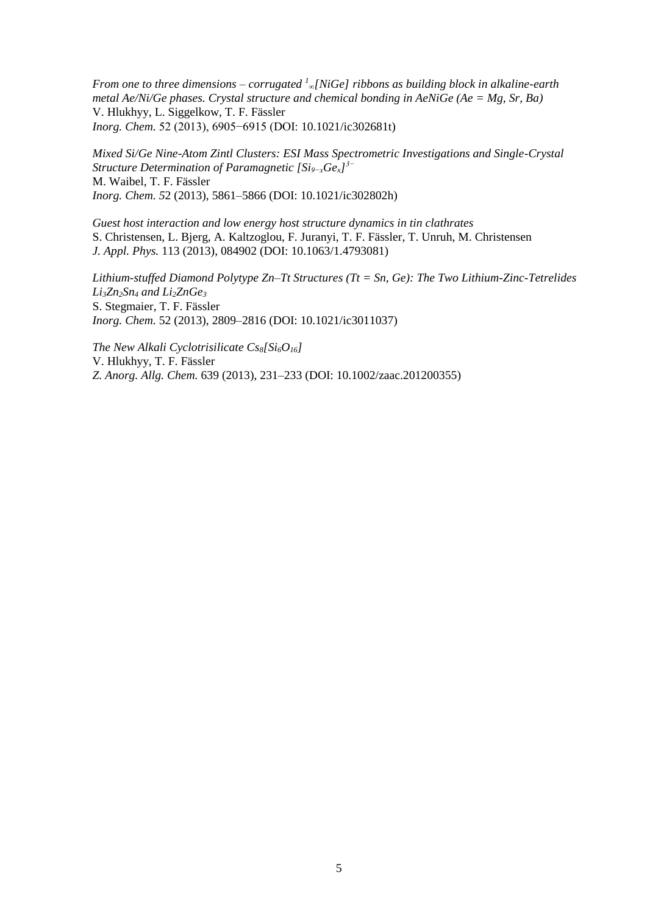*From one to three dimensions – corrugated $^{1}_{\infty}$[NiGe] ribbons as building block in alkaline-earth metal Ae/Ni/Ge phases. Crystal structure and chemical bonding in AeNiGe (Ae = Mg, Sr, Ba)*
V. Hlukhyy, L. Siggelkow, T. F. Fässler
*Inorg. Chem.* 52 (2013), 6905−6915 (DOI: 10.1021/ic302681t)

*Mixed Si/Ge Nine-Atom Zintl Clusters: ESI Mass Spectrometric Investigations and Single-Crystal Structure Determination of Paramagnetic $[Si_{9-x}Ge_x]^{3-}$*
M. Waibel, T. F. Fässler
*Inorg. Chem.* 52 (2013), 5861–5866 (DOI: 10.1021/ic302802h)

*Guest host interaction and low energy host structure dynamics in tin clathrates*
S. Christensen, L. Bjerg, A. Kaltzoglou, F. Juranyi, T. F. Fässler, T. Unruh, M. Christensen
*J. Appl. Phys.* 113 (2013), 084902 (DOI: 10.1063/1.4793081)

*Lithium-stuffed Diamond Polytype Zn–Tt Structures (Tt = Sn, Ge): The Two Lithium-Zinc-Tetrelides $Li_3Zn_2Sn_4$ and $Li_2ZnGe_3$*
S. Stegmaier, T. F. Fässler
*Inorg. Chem.* 52 (2013), 2809–2816 (DOI: 10.1021/ic3011037)

*The New Alkali Cyclotrisilicate $Cs_8[Si_6O_{16}]$*
V. Hlukhyy, T. F. Fässler
*Z. Anorg. Allg. Chem.* 639 (2013), 231–233 (DOI: 10.1002/zaac.201200355)